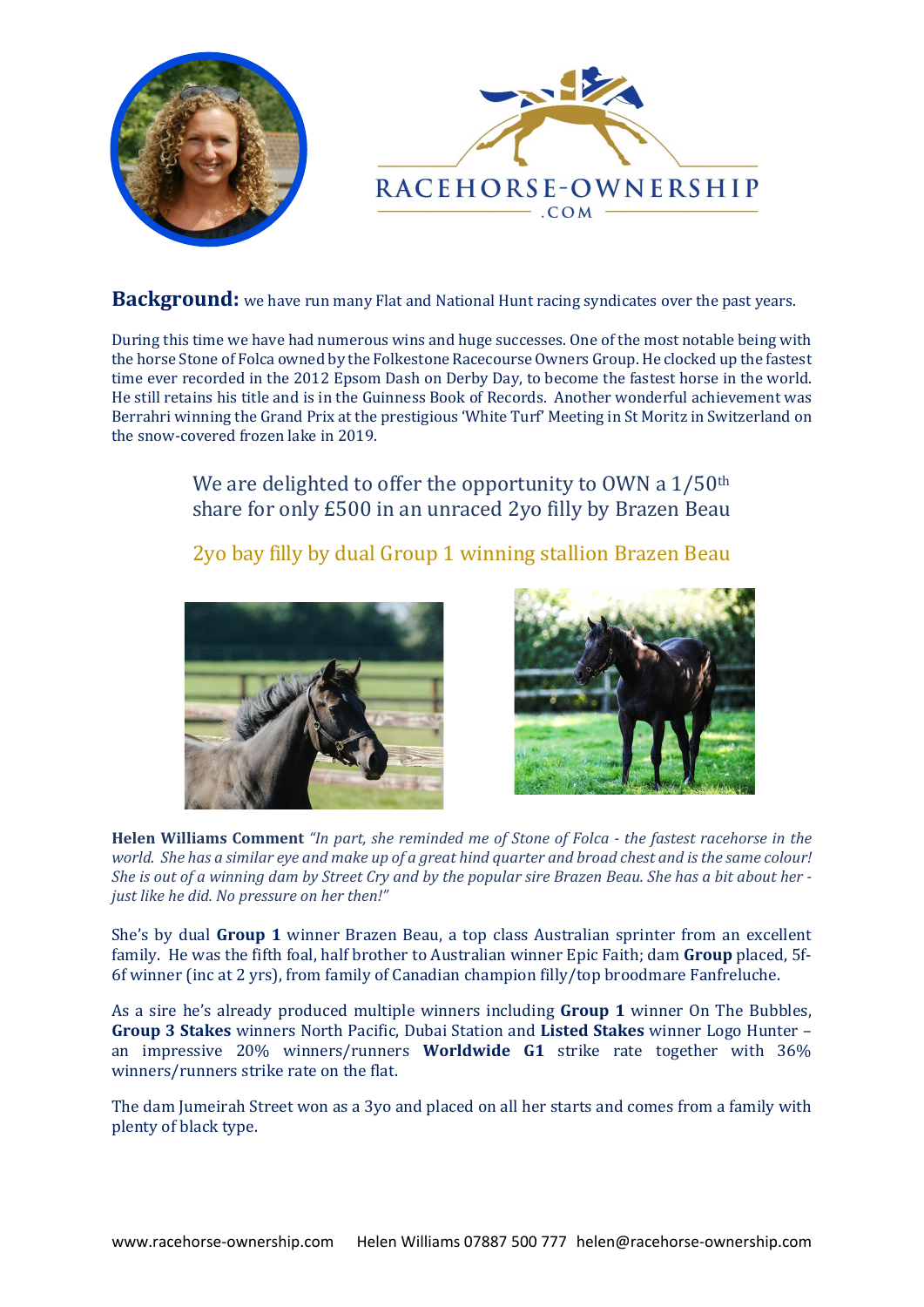RACEHORSE-OWNERSHIP .COM

**Background:** we have run many Flat and National Hunt racing syndicates over the past years.

During this time we have had numerous wins and huge successes. One of the most notable being with the horse Stone of Folca owned by the Folkestone Racecourse Owners Group. He clocked up the fastest time ever recorded in the 2012 Epsom Dash on Derby Day, to become the fastest horse in the world. He still retains his title and is in the Guinness Book of Records. Another wonderful achievement was Berrahri winning the Grand Prix at the prestigious 'White Turf' Meeting in St Moritz in Switzerland on the snow-covered frozen lake in 2019.

We are delighted to offer the opportunity to OWN a 1/50th share for only £500 in an unraced 2yo filly by Brazen Beau

2yo bay filly by dual Group 1 winning stallion Brazen Beau

**Helen Williams Comment** *"In part, she reminded me of Stone of Folca - the fastest racehorse in the world. She has a similar eye and make up of a great hind quarter and broad chest and is the same colour! She is out of a winning dam by Street Cry and by the popular sire Brazen Beau. She has a bit about her - just like he did. No pressure on her then!"*

She's by dual **Group 1** winner Brazen Beau, a top class Australian sprinter from an excellent family. He was the fifth foal, half brother to Australian winner Epic Faith; dam **Group** placed, 5f-6f winner (inc at 2 yrs), from family of Canadian champion filly/top broodmare Fanfreluche.

As a sire he's already produced multiple winners including **Group 1** winner On The Bubbles, **Group 3 Stakes** winners North Pacific, Dubai Station and **Listed Stakes** winner Logo Hunter – an impressive 20% winners/runners **Worldwide G1** strike rate together with 36% winners/runners strike rate on the flat.

The dam Jumeirah Street won as a 3yo and placed on all her starts and comes from a family with plenty of black type.

www.racehorse-ownership.com Helen Williams 07887 500 777 helen@racehorse-ownership.com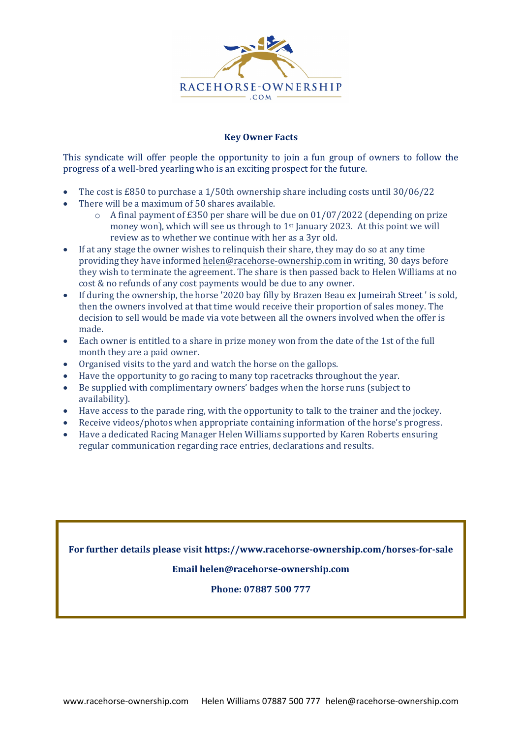**Key Owner Facts**

This syndicate will offer people the opportunity to join a fun group of owners to follow the progress of a well-bred yearling who is an exciting prospect for the future.

- The cost is £850 to purchase a 1/50th ownership share including costs until 30/06/22
- There will be a maximum of 50 shares available.
  - A final payment of £350 per share will be due on 01/07/2022 (depending on prize money won), which will see us through to 1st January 2023. At this point we will review as to whether we continue with her as a 3yr old.
- If at any stage the owner wishes to relinquish their share, they may do so at any time providing they have informed helen@racehorse-ownership.com in writing, 30 days before they wish to terminate the agreement. The share is then passed back to Helen Williams at no cost & no refunds of any cost payments would be due to any owner.
- If during the ownership, the horse '2020 bay filly by Brazen Beau ex Jumeirah Street ' is sold, then the owners involved at that time would receive their proportion of sales money. The decision to sell would be made via vote between all the owners involved when the offer is made.
- Each owner is entitled to a share in prize money won from the date of the 1st of the full month they are a paid owner.
- Organised visits to the yard and watch the horse on the gallops.
- Have the opportunity to go racing to many top racetracks throughout the year.
- Be supplied with complimentary owners' badges when the horse runs (subject to availability).
- Have access to the parade ring, with the opportunity to talk to the trainer and the jockey.
- Receive videos/photos when appropriate containing information of the horse's progress.
- Have a dedicated Racing Manager Helen Williams supported by Karen Roberts ensuring regular communication regarding race entries, declarations and results.

**For further details please visit https://www.racehorse-ownership.com/horses-for-sale**

**Email helen@racehorse-ownership.com**

**Phone: 07887 500 777**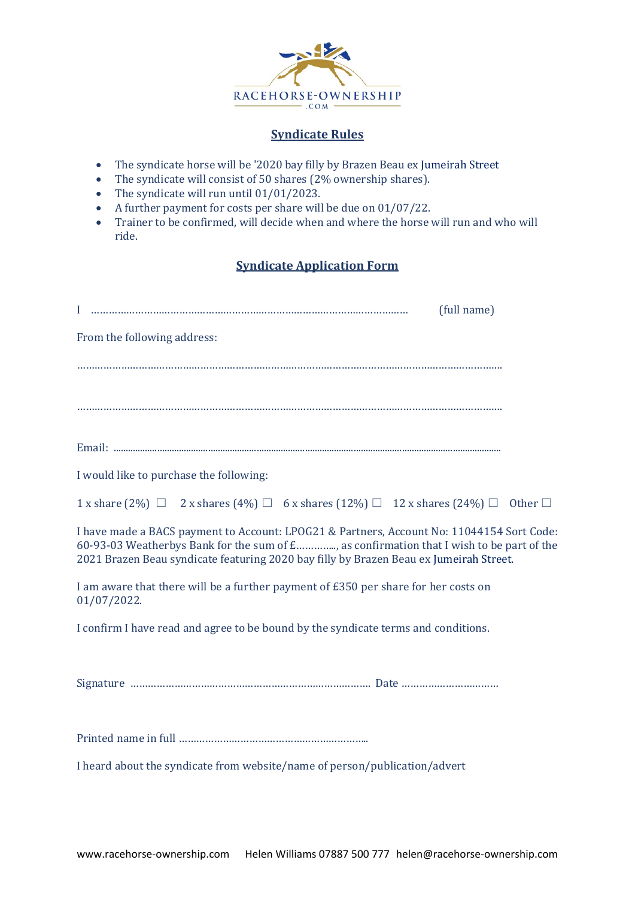RACEHORSE-OWNERSHIP
.COM

## Syndicate Rules

- The syndicate horse will be '2020 bay filly by Brazen Beau ex Jumeirah Street
- The syndicate will consist of 50 shares (2% ownership shares).
- The syndicate will run until 01/01/2023.
- A further payment for costs per share will be due on 01/07/22.
- Trainer to be confirmed, will decide when and where the horse will run and who will ride.

## Syndicate Application Form

I ………………………………………………………………………………………… (full name)

From the following address:

………………………………………………………………………………………………………………………

………………………………………………………………………………………………………………………

Email: ………………………………………………………………………………………………………………

I would like to purchase the following:

1 x share (2%) ☐   2 x shares (4%) ☐   6 x shares (12%) ☐   12 x shares (24%) ☐   Other ☐

I have made a BACS payment to Account: LPOG21 & Partners, Account No: 11044154 Sort Code: 60-93-03 Weatherbys Bank for the sum of £…………., as confirmation that I wish to be part of the 2021 Brazen Beau syndicate featuring 2020 bay filly by Brazen Beau ex Jumeirah Street.

I am aware that there will be a further payment of £350 per share for her costs on 01/07/2022.

I confirm I have read and agree to be bound by the syndicate terms and conditions.

Signature ……………………………………………………………………… Date ……………………………

Printed name in full ……………………………………………………….

I heard about the syndicate from website/name of person/publication/advert

www.racehorse-ownership.com   Helen Williams 07887 500 777   helen@racehorse-ownership.com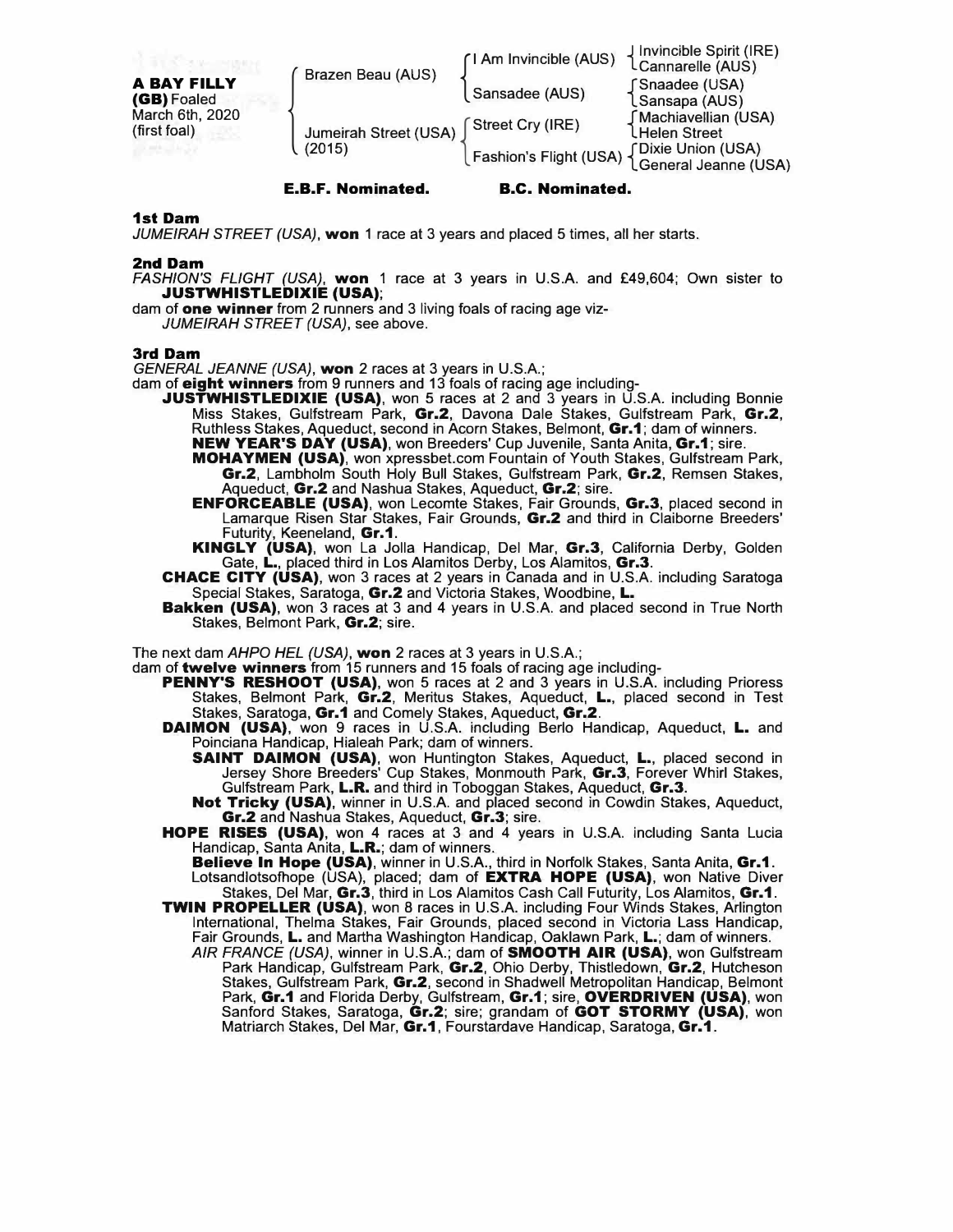**A BAY FILLY (GB)** Foaled March 6th, 2020 (first foal)

| | | | |
|---|---|---|---|
| Brazen Beau (AUS) | I Am Invincible (AUS) | | Invincible Spirit (IRE) |
| | | | Cannarelle (AUS) |
| | Sansadee (AUS) | | Snaadee (USA) |
| | | | Sansapa (AUS) |
| Jumeirah Street (USA) (2015) | Street Cry (IRE) | | Machiavellian (USA) |
| | | | Helen Street |
| | Fashion's Flight (USA) | | Dixie Union (USA) |
| | | | General Jeanne (USA) |

**E.B.F. Nominated.** **B.C. Nominated.**

### 1st Dam

*JUMEIRAH STREET (USA)*, **won** 1 race at 3 years and placed 5 times, all her starts.

### 2nd Dam

*FASHION'S FLIGHT (USA)*, **won** 1 race at 3 years in U.S.A. and £49,604; Own sister to **JUSTWHISTLEDIXIE (USA)**;
dam of **one winner** from 2 runners and 3 living foals of racing age viz-
*JUMEIRAH STREET (USA)*, see above.

### 3rd Dam

*GENERAL JEANNE (USA)*, **won** 2 races at 3 years in U.S.A.;
dam of **eight winners** from 9 runners and 13 foals of racing age including-

**JUSTWHISTLEDIXIE (USA)**, won 5 races at 2 and 3 years in U.S.A. including Bonnie Miss Stakes, Gulfstream Park, **Gr.2**, Davona Dale Stakes, Gulfstream Park, **Gr.2**, Ruthless Stakes, Aqueduct, second in Acorn Stakes, Belmont, **Gr.1**; dam of winners.

**NEW YEAR'S DAY (USA)**, won Breeders' Cup Juvenile, Santa Anita, **Gr.1**; sire.

**MOHAYMEN (USA)**, won xpressbet.com Fountain of Youth Stakes, Gulfstream Park, **Gr.2**, Lambholm South Holy Bull Stakes, Gulfstream Park, **Gr.2**, Remsen Stakes, Aqueduct, **Gr.2** and Nashua Stakes, Aqueduct, **Gr.2**; sire.

**ENFORCEABLE (USA)**, won Lecomte Stakes, Fair Grounds, **Gr.3**, placed second in Lamarque Risen Star Stakes, Fair Grounds, **Gr.2** and third in Claiborne Breeders' Futurity, Keeneland, **Gr.1**.

**KINGLY (USA)**, won La Jolla Handicap, Del Mar, **Gr.3**, California Derby, Golden Gate, **L.**, placed third in Los Alamitos Derby, Los Alamitos, **Gr.3**.

**CHACE CITY (USA)**, won 3 races at 2 years in Canada and in U.S.A. including Saratoga Special Stakes, Saratoga, **Gr.2** and Victoria Stakes, Woodbine, **L.**

**Bakken (USA)**, won 3 races at 3 and 4 years in U.S.A. and placed second in True North Stakes, Belmont Park, **Gr.2**; sire.

The next dam *AHPO HEL (USA)*, **won** 2 races at 3 years in U.S.A.;
dam of **twelve winners** from 15 runners and 15 foals of racing age including-

**PENNY'S RESHOOT (USA)**, won 5 races at 2 and 3 years in U.S.A. including Prioress Stakes, Belmont Park, **Gr.2**, Meritus Stakes, Aqueduct, **L.**, placed second in Test Stakes, Saratoga, **Gr.1** and Comely Stakes, Aqueduct, **Gr.2**.

**DAIMON (USA)**, won 9 races in U.S.A. including Berlo Handicap, Aqueduct, **L.** and Poinciana Handicap, Hialeah Park; dam of winners.

**SAINT DAIMON (USA)**, won Huntington Stakes, Aqueduct, **L.**, placed second in Jersey Shore Breeders' Cup Stakes, Monmouth Park, **Gr.3**, Forever Whirl Stakes, Gulfstream Park, **L.R.** and third in Toboggan Stakes, Aqueduct, **Gr.3**.

**Not Tricky (USA)**, winner in U.S.A. and placed second in Cowdin Stakes, Aqueduct, **Gr.2** and Nashua Stakes, Aqueduct, **Gr.3**; sire.

**HOPE RISES (USA)**, won 4 races at 3 and 4 years in U.S.A. including Santa Lucia Handicap, Santa Anita, **L.R.**; dam of winners.

**Believe In Hope (USA)**, winner in U.S.A., third in Norfolk Stakes, Santa Anita, **Gr.1**.

Lotsandlotsofhope (USA), placed; dam of **EXTRA HOPE (USA)**, won Native Diver Stakes, Del Mar, **Gr.3**, third in Los Alamitos Cash Call Futurity, Los Alamitos, **Gr.1**.

**TWIN PROPELLER (USA)**, won 8 races in U.S.A. including Four Winds Stakes, Arlington International, Thelma Stakes, Fair Grounds, placed second in Victoria Lass Handicap, Fair Grounds, **L.** and Martha Washington Handicap, Oaklawn Park, **L.**; dam of winners.

*AIR FRANCE (USA)*, winner in U.S.A.; dam of **SMOOTH AIR (USA)**, won Gulfstream Park Handicap, Gulfstream Park, **Gr.2**, Ohio Derby, Thistledown, **Gr.2**, Hutcheson Stakes, Gulfstream Park, **Gr.2**, second in Shadwell Metropolitan Handicap, Belmont Park, **Gr.1** and Florida Derby, Gulfstream, **Gr.1**; sire, **OVERDRIVEN (USA)**, won Sanford Stakes, Saratoga, **Gr.2**; sire; grandam of **GOT STORMY (USA)**, won Matriarch Stakes, Del Mar, **Gr.1**, Fourstardave Handicap, Saratoga, **Gr.1**.